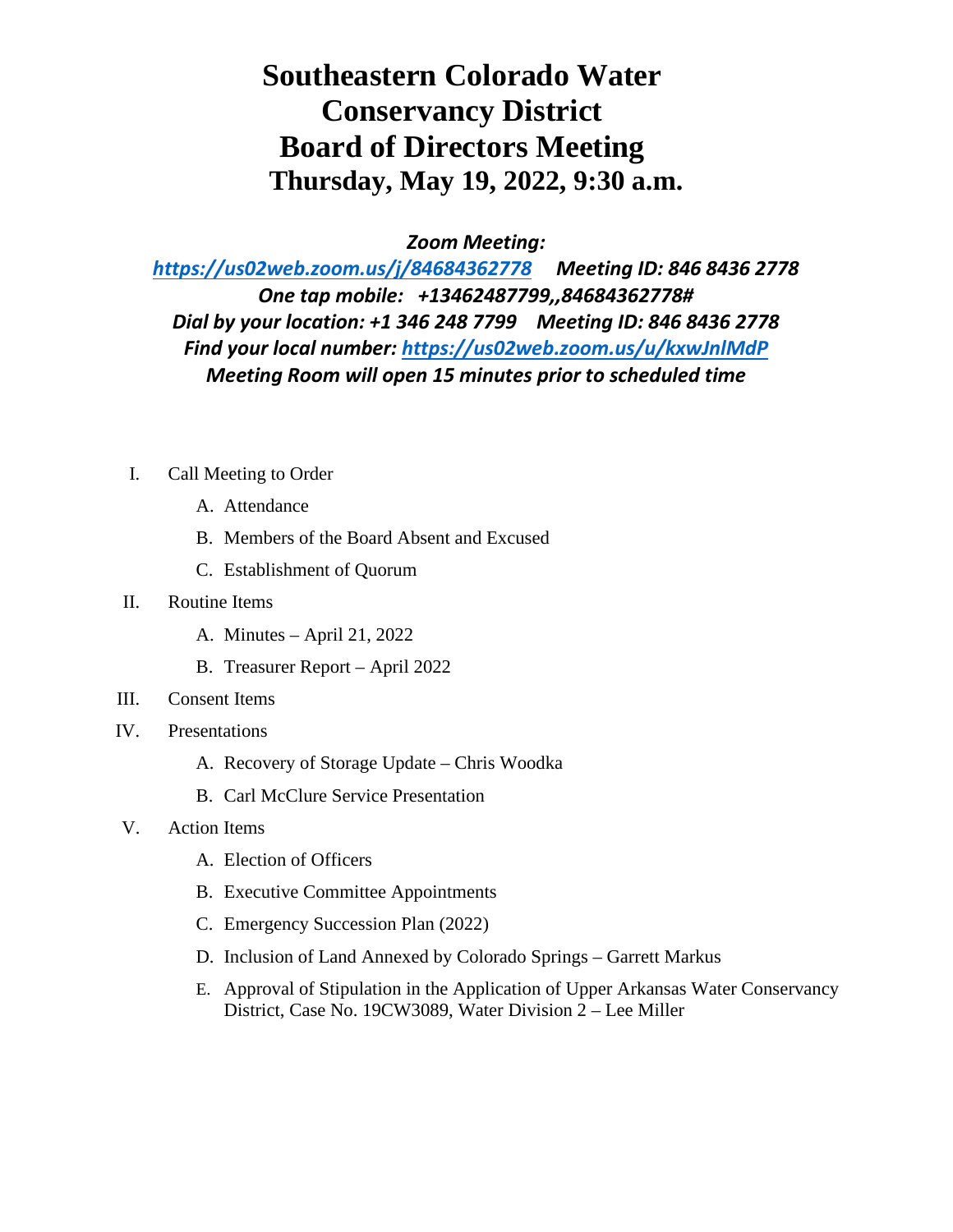# Southeastern Colorado Water Conservancy District Board of Directors Meeting

## Thursday, May 19, 2022, 9:30 a.m.

***Zoom Meeting:***

***https://us02web.zoom.us/j/84684362778     Meeting ID: 846 8436 2778***

***One tap mobile:   +13462487799,,84684362778#***

***Dial by your location: +1 346 248 7799    Meeting ID: 846 8436 2778***

***Find your local number: https://us02web.zoom.us/u/kxwJnlMdP***

***Meeting Room will open 15 minutes prior to scheduled time***

I. Call Meeting to Order
   - A. Attendance
   - B. Members of the Board Absent and Excused
   - C. Establishment of Quorum

II. Routine Items
   - A. Minutes – April 21, 2022
   - B. Treasurer Report – April 2022

III. Consent Items

IV. Presentations
   - A. Recovery of Storage Update – Chris Woodka
   - B. Carl McClure Service Presentation

V. Action Items
   - A. Election of Officers
   - B. Executive Committee Appointments
   - C. Emergency Succession Plan (2022)
   - D. Inclusion of Land Annexed by Colorado Springs – Garrett Markus
   - E. Approval of Stipulation in the Application of Upper Arkansas Water Conservancy District, Case No. 19CW3089, Water Division 2 – Lee Miller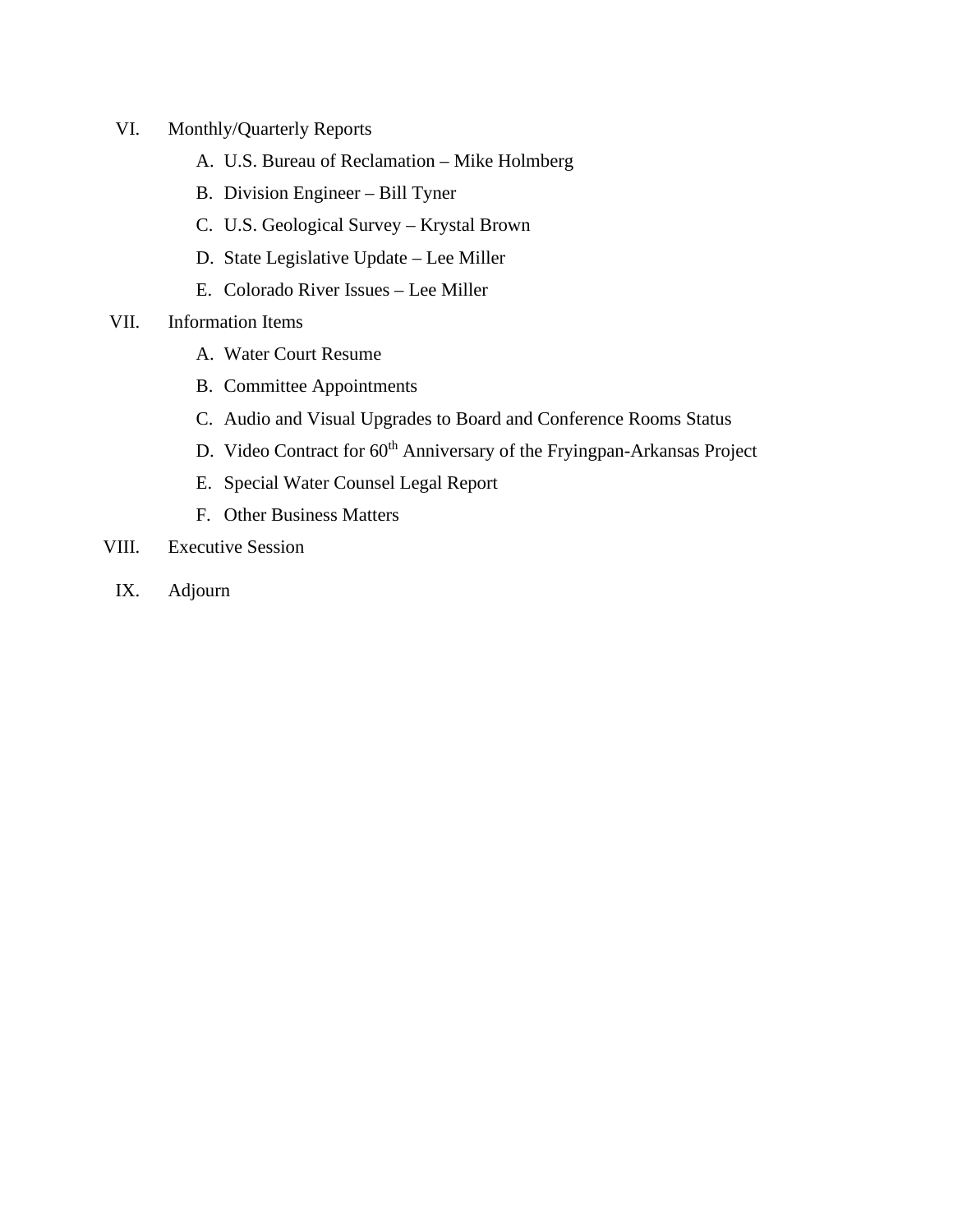VI. Monthly/Quarterly Reports

   A. U.S. Bureau of Reclamation – Mike Holmberg

   B. Division Engineer – Bill Tyner

   C. U.S. Geological Survey – Krystal Brown

   D. State Legislative Update – Lee Miller

   E. Colorado River Issues – Lee Miller

VII. Information Items

   A. Water Court Resume

   B. Committee Appointments

   C. Audio and Visual Upgrades to Board and Conference Rooms Status

   D. Video Contract for 60th Anniversary of the Fryingpan-Arkansas Project

   E. Special Water Counsel Legal Report

   F. Other Business Matters

VIII. Executive Session

IX. Adjourn